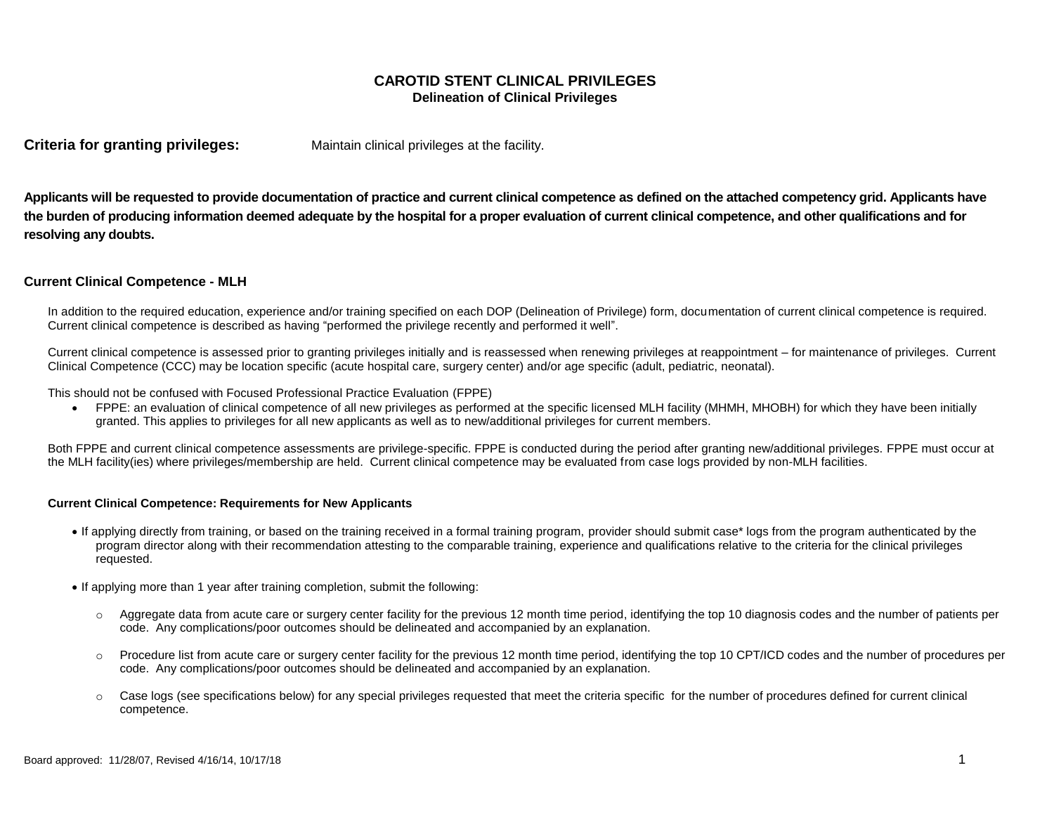# CAROTID STENT CLINICAL PRIVILEGES

## Delineation of Clinical Privileges

**Criteria for granting privileges:** Maintain clinical privileges at the facility.

**Applicants will be requested to provide documentation of practice and current clinical competence as defined on the attached competency grid. Applicants have the burden of producing information deemed adequate by the hospital for a proper evaluation of current clinical competence, and other qualifications and for resolving any doubts.**

### Current Clinical Competence - MLH

In addition to the required education, experience and/or training specified on each DOP (Delineation of Privilege) form, documentation of current clinical competence is required. Current clinical competence is described as having "performed the privilege recently and performed it well".

Current clinical competence is assessed prior to granting privileges initially and is reassessed when renewing privileges at reappointment – for maintenance of privileges. Current Clinical Competence (CCC) may be location specific (acute hospital care, surgery center) and/or age specific (adult, pediatric, neonatal).

This should not be confused with Focused Professional Practice Evaluation (FPPE)

- FPPE: an evaluation of clinical competence of all new privileges as performed at the specific licensed MLH facility (MHMH, MHOBH) for which they have been initially granted. This applies to privileges for all new applicants as well as to new/additional privileges for current members.

Both FPPE and current clinical competence assessments are privilege-specific. FPPE is conducted during the period after granting new/additional privileges. FPPE must occur at the MLH facility(ies) where privileges/membership are held. Current clinical competence may be evaluated from case logs provided by non-MLH facilities.

#### Current Clinical Competence: Requirements for New Applicants

- If applying directly from training, or based on the training received in a formal training program, provider should submit case* logs from the program authenticated by the program director along with their recommendation attesting to the comparable training, experience and qualifications relative to the criteria for the clinical privileges requested.
- If applying more than 1 year after training completion, submit the following:
  - Aggregate data from acute care or surgery center facility for the previous 12 month time period, identifying the top 10 diagnosis codes and the number of patients per code. Any complications/poor outcomes should be delineated and accompanied by an explanation.
  - Procedure list from acute care or surgery center facility for the previous 12 month time period, identifying the top 10 CPT/ICD codes and the number of procedures per code. Any complications/poor outcomes should be delineated and accompanied by an explanation.
  - Case logs (see specifications below) for any special privileges requested that meet the criteria specific for the number of procedures defined for current clinical competence.

Board approved: 11/28/07, Revised 4/16/14, 10/17/18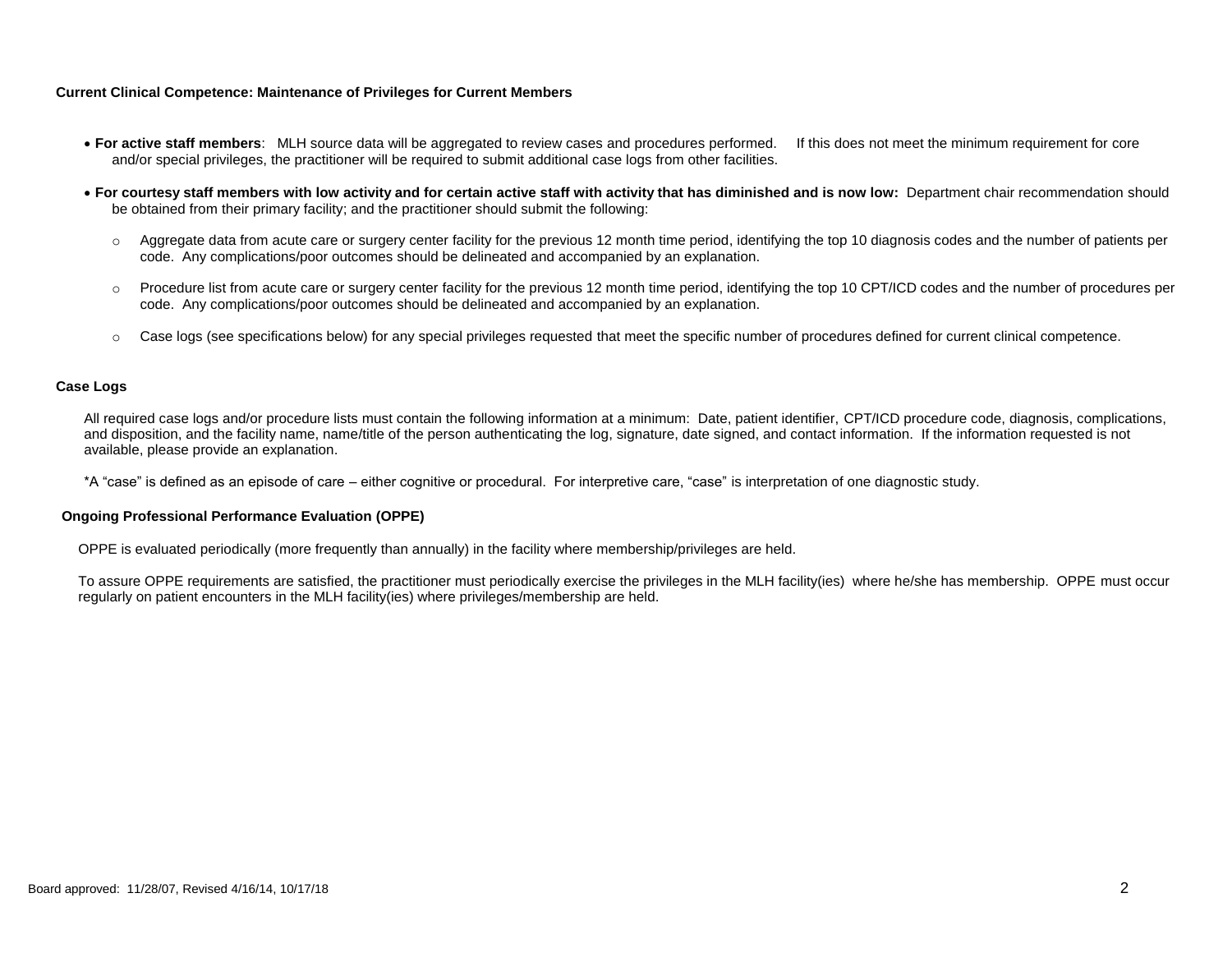**Current Clinical Competence: Maintenance of Privileges for Current Members**

- **For active staff members**: MLH source data will be aggregated to review cases and procedures performed. If this does not meet the minimum requirement for core and/or special privileges, the practitioner will be required to submit additional case logs from other facilities.
- **For courtesy staff members with low activity and for certain active staff with activity that has diminished and is now low:** Department chair recommendation should be obtained from their primary facility; and the practitioner should submit the following:
  - Aggregate data from acute care or surgery center facility for the previous 12 month time period, identifying the top 10 diagnosis codes and the number of patients per code. Any complications/poor outcomes should be delineated and accompanied by an explanation.
  - Procedure list from acute care or surgery center facility for the previous 12 month time period, identifying the top 10 CPT/ICD codes and the number of procedures per code. Any complications/poor outcomes should be delineated and accompanied by an explanation.
  - Case logs (see specifications below) for any special privileges requested that meet the specific number of procedures defined for current clinical competence.

**Case Logs**

All required case logs and/or procedure lists must contain the following information at a minimum: Date, patient identifier, CPT/ICD procedure code, diagnosis, complications, and disposition, and the facility name, name/title of the person authenticating the log, signature, date signed, and contact information. If the information requested is not available, please provide an explanation.

*A "case" is defined as an episode of care – either cognitive or procedural. For interpretive care, "case" is interpretation of one diagnostic study.

**Ongoing Professional Performance Evaluation (OPPE)**

OPPE is evaluated periodically (more frequently than annually) in the facility where membership/privileges are held.

To assure OPPE requirements are satisfied, the practitioner must periodically exercise the privileges in the MLH facility(ies) where he/she has membership. OPPE must occur regularly on patient encounters in the MLH facility(ies) where privileges/membership are held.

Board approved: 11/28/07, Revised 4/16/14, 10/17/18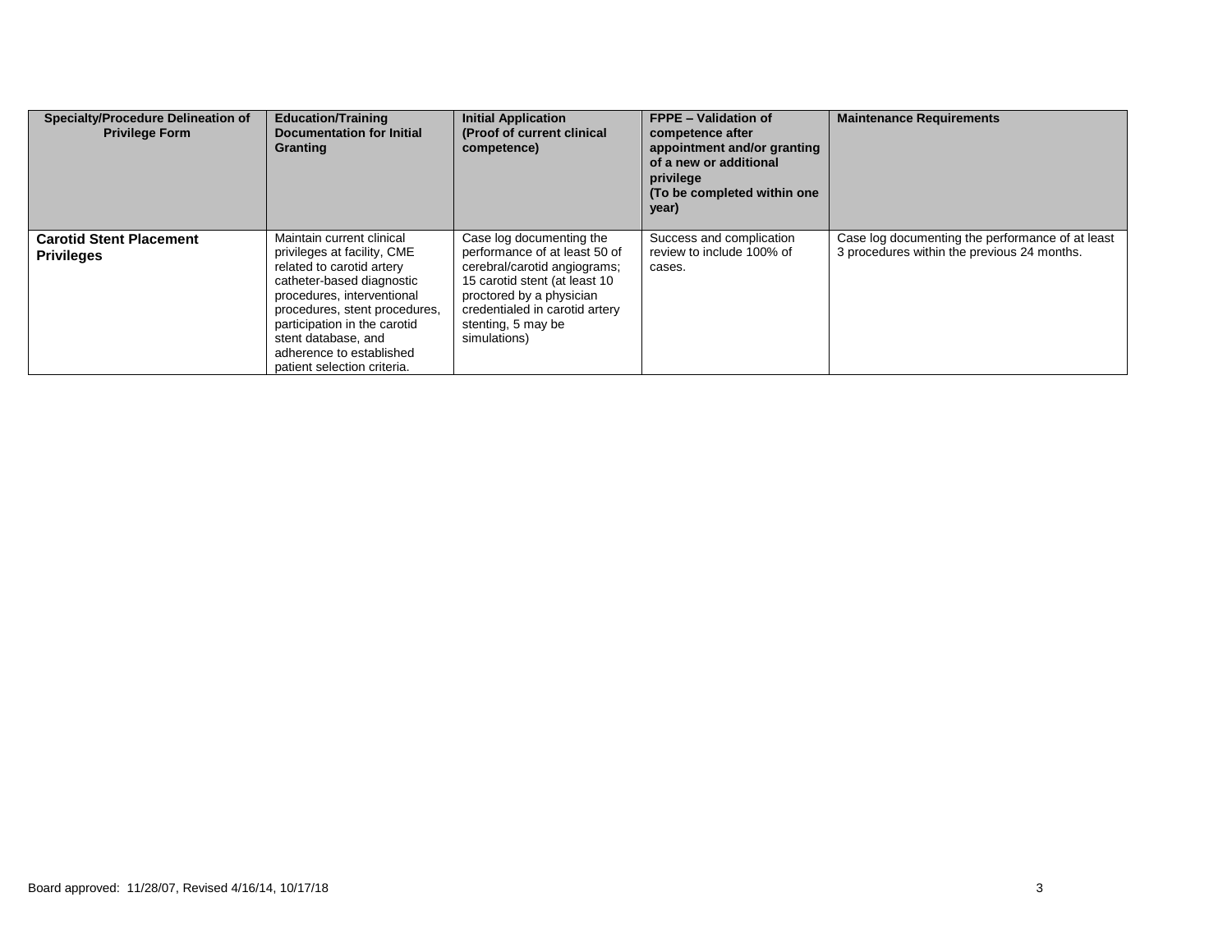| Specialty/Procedure Delineation of Privilege Form | Education/Training Documentation for Initial Granting | Initial Application (Proof of current clinical competence) | FPPE – Validation of competence after appointment and/or granting of a new or additional privilege (To be completed within one year) | Maintenance Requirements |
|---|---|---|---|---|
| **Carotid Stent Placement Privileges** | Maintain current clinical privileges at facility, CME related to carotid artery catheter-based diagnostic procedures, interventional procedures, stent procedures, participation in the carotid stent database, and adherence to established patient selection criteria. | Case log documenting the performance of at least 50 of cerebral/carotid angiograms; 15 carotid stent (at least 10 proctored by a physician credentialed in carotid artery stenting, 5 may be simulations) | Success and complication review to include 100% of cases. | Case log documenting the performance of at least 3 procedures within the previous 24 months. |

Board approved: 11/28/07, Revised 4/16/14, 10/17/18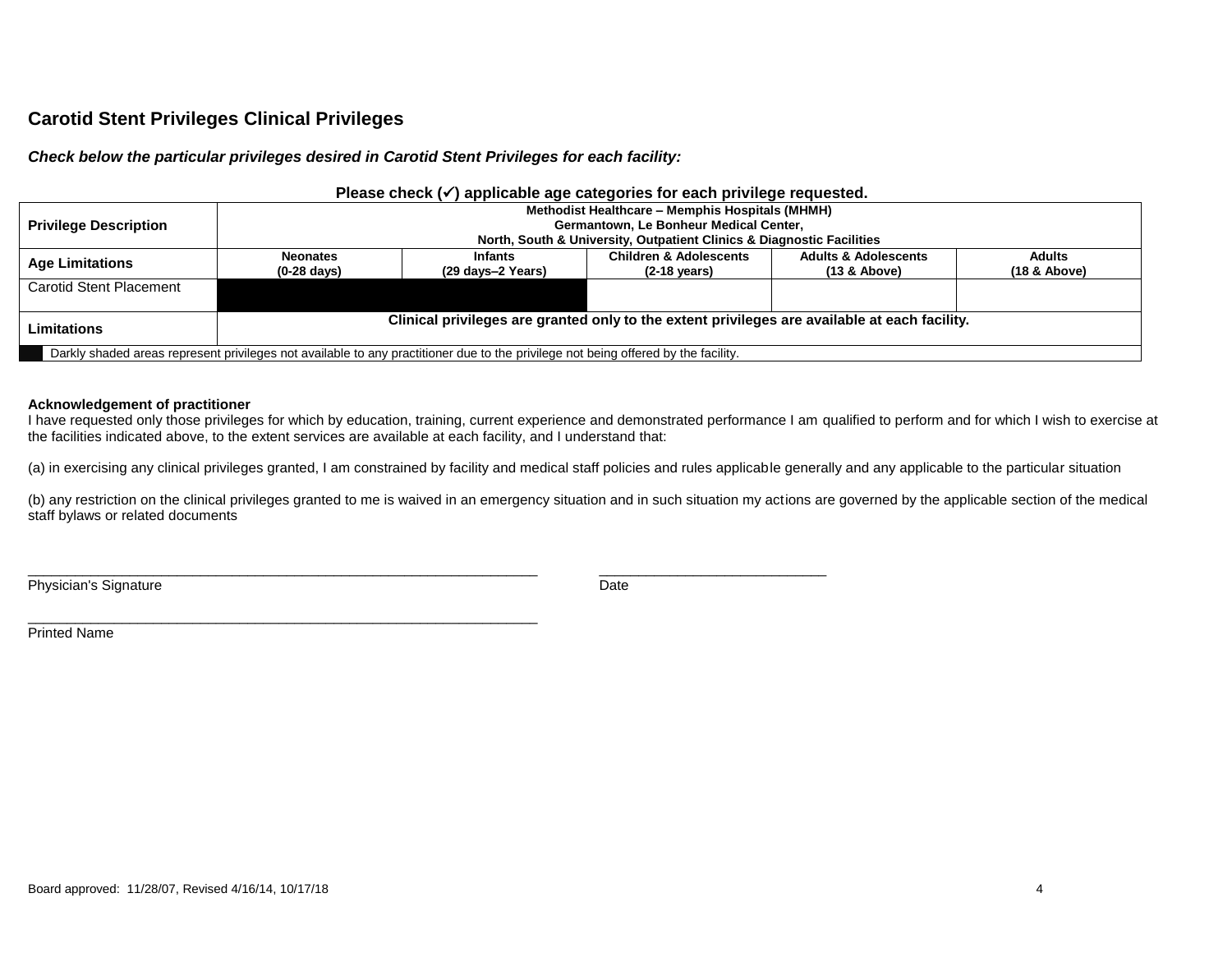## Carotid Stent Privileges Clinical Privileges

***Check below the particular privileges desired in Carotid Stent Privileges for each facility:***

**Please check (✓) applicable age categories for each privilege requested.**

| **Privilege Description** | **Methodist Healthcare – Memphis Hospitals (MHMH) Germantown, Le Bonheur Medical Center, North, South & University, Outpatient Clinics & Diagnostic Facilities** | | | | |
|---|---|---|---|---|---|
| **Age Limitations** | **Neonates (0-28 days)** | **Infants (29 days–2 Years)** | **Children & Adolescents (2-18 years)** | **Adults & Adolescents (13 & Above)** | **Adults (18 & Above)** |
| Carotid Stent Placement | ■ | ■ | | | |
| **Limitations** | **Clinical privileges are granted only to the extent privileges are available at each facility.** | | | | |

■ Darkly shaded areas represent privileges not available to any practitioner due to the privilege not being offered by the facility.

**Acknowledgement of practitioner**
I have requested only those privileges for which by education, training, current experience and demonstrated performance I am qualified to perform and for which I wish to exercise at the facilities indicated above, to the extent services are available at each facility, and I understand that:

(a) in exercising any clinical privileges granted, I am constrained by facility and medical staff policies and rules applicable generally and any applicable to the particular situation

(b) any restriction on the clinical privileges granted to me is waived in an emergency situation and in such situation my actions are governed by the applicable section of the medical staff bylaws or related documents

_______________________________________________ ______________________
Physician's Signature Date

_______________________________________________
Printed Name

Board approved: 11/28/07, Revised 4/16/14, 10/17/18